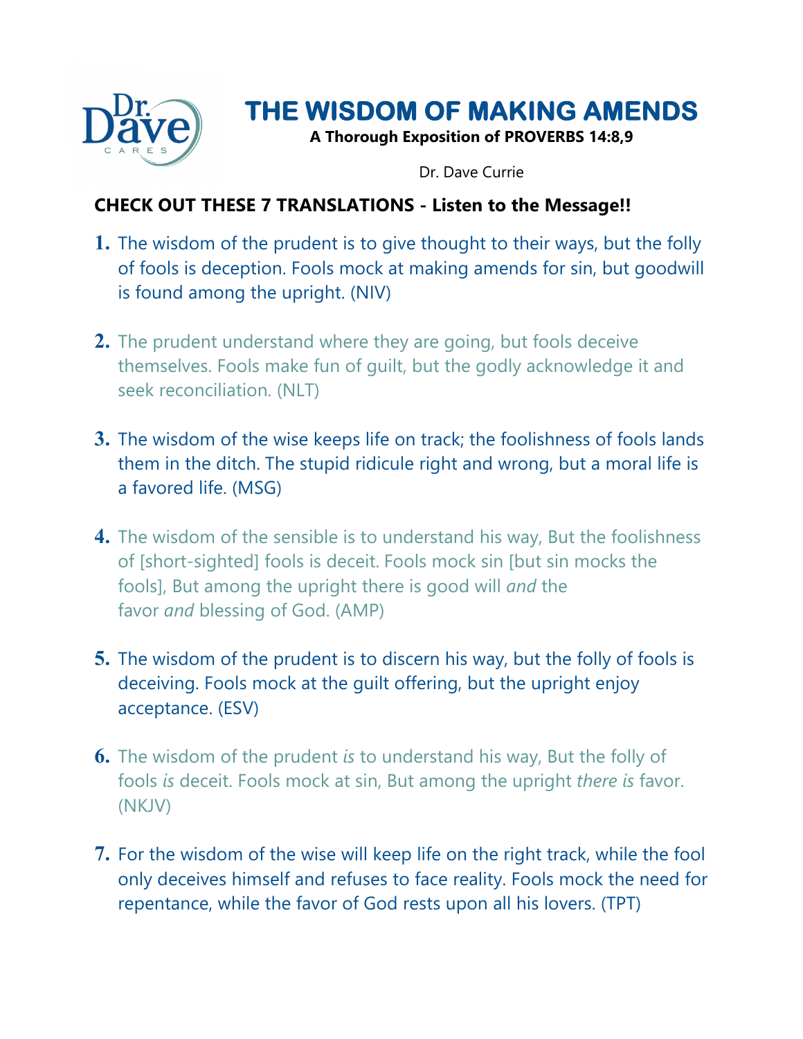Dr. Dave CARES

# THE WISDOM OF MAKING AMENDS

**A Thorough Exposition of PROVERBS 14:8,9**

Dr. Dave Currie

## CHECK OUT THESE 7 TRANSLATIONS - Listen to the Message!!

1. The wisdom of the prudent is to give thought to their ways, but the folly of fools is deception. Fools mock at making amends for sin, but goodwill is found among the upright. (NIV)

2. The prudent understand where they are going, but fools deceive themselves. Fools make fun of guilt, but the godly acknowledge it and seek reconciliation. (NLT)

3. The wisdom of the wise keeps life on track; the foolishness of fools lands them in the ditch. The stupid ridicule right and wrong, but a moral life is a favored life. (MSG)

4. The wisdom of the sensible is to understand his way, But the foolishness of [short-sighted] fools is deceit. Fools mock sin [but sin mocks the fools], But among the upright there is good will *and* the favor *and* blessing of God. (AMP)

5. The wisdom of the prudent is to discern his way, but the folly of fools is deceiving. Fools mock at the guilt offering, but the upright enjoy acceptance. (ESV)

6. The wisdom of the prudent *is* to understand his way, But the folly of fools *is* deceit. Fools mock at sin, But among the upright *there is* favor. (NKJV)

7. For the wisdom of the wise will keep life on the right track, while the fool only deceives himself and refuses to face reality. Fools mock the need for repentance, while the favor of God rests upon all his lovers. (TPT)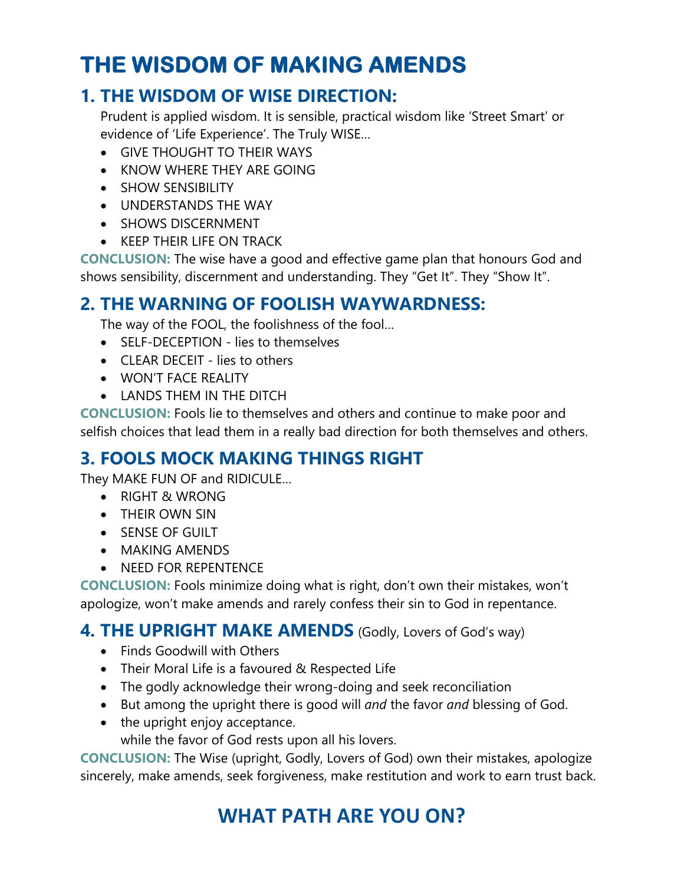# THE WISDOM OF MAKING AMENDS

## 1. THE WISDOM OF WISE DIRECTION:

Prudent is applied wisdom. It is sensible, practical wisdom like 'Street Smart' or evidence of 'Life Experience'. The Truly WISE…

- GIVE THOUGHT TO THEIR WAYS
- KNOW WHERE THEY ARE GOING
- SHOW SENSIBILITY
- UNDERSTANDS THE WAY
- SHOWS DISCERNMENT
- KEEP THEIR LIFE ON TRACK

**CONCLUSION:** The wise have a good and effective game plan that honours God and shows sensibility, discernment and understanding. They "Get It". They "Show It".

## 2. THE WARNING OF FOOLISH WAYWARDNESS:

The way of the FOOL, the foolishness of the fool…

- SELF-DECEPTION - lies to themselves
- CLEAR DECEIT - lies to others
- WON'T FACE REALITY
- LANDS THEM IN THE DITCH

**CONCLUSION:** Fools lie to themselves and others and continue to make poor and selfish choices that lead them in a really bad direction for both themselves and others.

## 3. FOOLS MOCK MAKING THINGS RIGHT

They MAKE FUN OF and RIDICULE…

- RIGHT & WRONG
- THEIR OWN SIN
- SENSE OF GUILT
- MAKING AMENDS
- NEED FOR REPENTENCE

**CONCLUSION:** Fools minimize doing what is right, don't own their mistakes, won't apologize, won't make amends and rarely confess their sin to God in repentance.

## 4. THE UPRIGHT MAKE AMENDS (Godly, Lovers of God's way)

- Finds Goodwill with Others
- Their Moral Life is a favoured & Respected Life
- The godly acknowledge their wrong-doing and seek reconciliation
- But among the upright there is good will *and* the favor *and* blessing of God.
- the upright enjoy acceptance.
  while the favor of God rests upon all his lovers.

**CONCLUSION:** The Wise (upright, Godly, Lovers of God) own their mistakes, apologize sincerely, make amends, seek forgiveness, make restitution and work to earn trust back.

## WHAT PATH ARE YOU ON?